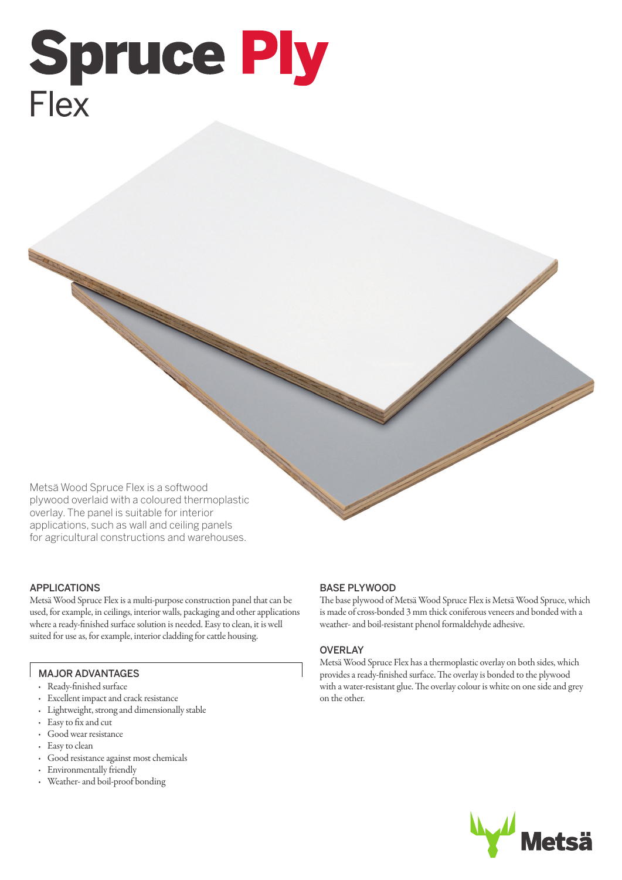# Spruce Ply

## Flex

Metsä Wood Spruce Flex is a softwood plywood overlaid with a coloured thermoplastic overlay. The panel is suitable for interior applications, such as wall and ceiling panels for agricultural constructions and warehouses.

### APPLICATIONS

Metsä Wood Spruce Flex is a multi-purpose construction panel that can be used, for example, in ceilings, interior walls, packaging and other applications where a ready-finished surface solution is needed. Easy to clean, it is well suited for use as, for example, interior cladding for cattle housing.

### MAJOR ADVANTAGES

- Ready-finished surface
- Excellent impact and crack resistance
- Lightweight, strong and dimensionally stable
- Easy to fix and cut
- Good wear resistance
- Easy to clean
- Good resistance against most chemicals
- Environmentally friendly
- Weather- and boil-proof bonding

### BASE PLYWOOD

The base plywood of Metsä Wood Spruce Flex is Metsä Wood Spruce, which is made of cross-bonded 3 mm thick coniferous veneers and bonded with a weather- and boil-resistant phenol formaldehyde adhesive.

### OVERLAY

Metsä Wood Spruce Flex has a thermoplastic overlay on both sides, which provides a ready-finished surface. The overlay is bonded to the plywood with a water-resistant glue. The overlay colour is white on one side and grey on the other.

Metsä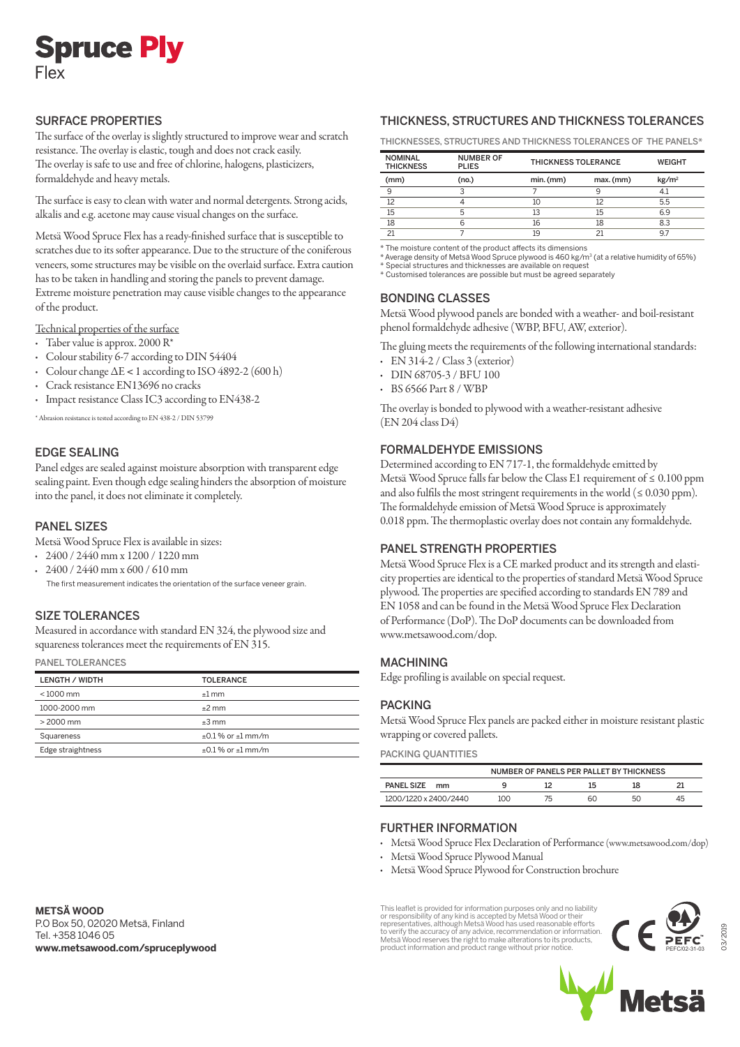# Spruce Ply

Flex

## SURFACE PROPERTIES

The surface of the overlay is slightly structured to improve wear and scratch resistance. The overlay is elastic, tough and does not crack easily. The overlay is safe to use and free of chlorine, halogens, plasticizers, formaldehyde and heavy metals.

The surface is easy to clean with water and normal detergents. Strong acids, alkalis and e.g. acetone may cause visual changes on the surface.

Metsä Wood Spruce Flex has a ready-finished surface that is susceptible to scratches due to its softer appearance. Due to the structure of the coniferous veneers, some structures may be visible on the overlaid surface. Extra caution has to be taken in handling and storing the panels to prevent damage. Extreme moisture penetration may cause visible changes to the appearance of the product.

Technical properties of the surface

- Taber value is approx. 2000 R*
- Colour stability 6-7 according to DIN 54404
- Colour change ΔE < 1 according to ISO 4892-2 (600 h)
- Crack resistance EN13696 no cracks
- Impact resistance Class IC3 according to EN438-2

* Abrasion resistance is tested according to EN 438-2 / DIN 53799

## EDGE SEALING

Panel edges are sealed against moisture absorption with transparent edge sealing paint. Even though edge sealing hinders the absorption of moisture into the panel, it does not eliminate it completely.

## PANEL SIZES

Metsä Wood Spruce Flex is available in sizes:

- 2400 / 2440 mm x 1200 / 1220 mm
- 2400 / 2440 mm x 600 / 610 mm

The first measurement indicates the orientation of the surface veneer grain.

## SIZE TOLERANCES

Measured in accordance with standard EN 324, the plywood size and squareness tolerances meet the requirements of EN 315.

PANEL TOLERANCES

| LENGTH / WIDTH | TOLERANCE |
|---|---|
| < 1000 mm | ±1 mm |
| 1000-2000 mm | ±2 mm |
| > 2000 mm | ±3 mm |
| Squareness | ±0.1 % or ±1 mm/m |
| Edge straightness | ±0.1 % or ±1 mm/m |

## THICKNESS, STRUCTURES AND THICKNESS TOLERANCES

THICKNESSES, STRUCTURES AND THICKNESS TOLERANCES OF THE PANELS*

| NOMINAL THICKNESS | NUMBER OF PLIES | THICKNESS TOLERANCE | | WEIGHT |
|---|---|---|---|---|
| (mm) | (no.) | min. (mm) | max. (mm) | kg/m² |
| 9 | 3 | 7 | 9 | 4.1 |
| 12 | 4 | 10 | 12 | 5.5 |
| 15 | 5 | 13 | 15 | 6.9 |
| 18 | 6 | 16 | 18 | 8.3 |
| 21 | 7 | 19 | 21 | 9.7 |

* The moisture content of the product affects its dimensions
* Average density of Metsä Wood Spruce plywood is 460 kg/m³ (at a relative humidity of 65%)
* Special structures and thicknesses are available on request
* Customised tolerances are possible but must be agreed separately

## BONDING CLASSES

Metsä Wood plywood panels are bonded with a weather- and boil-resistant phenol formaldehyde adhesive (WBP, BFU, AW, exterior).

The gluing meets the requirements of the following international standards:

- EN 314-2 / Class 3 (exterior)
- DIN 68705-3 / BFU 100
- BS 6566 Part 8 / WBP

The overlay is bonded to plywood with a weather-resistant adhesive (EN 204 class D4)

## FORMALDEHYDE EMISSIONS

Determined according to EN 717-1, the formaldehyde emitted by Metsä Wood Spruce falls far below the Class E1 requirement of ≤ 0.100 ppm and also fulfils the most stringent requirements in the world (≤ 0.030 ppm). The formaldehyde emission of Metsä Wood Spruce is approximately 0.018 ppm. The thermoplastic overlay does not contain any formaldehyde.

## PANEL STRENGTH PROPERTIES

Metsä Wood Spruce Flex is a CE marked product and its strength and elasticity properties are identical to the properties of standard Metsä Wood Spruce plywood. The properties are specified according to standards EN 789 and EN 1058 and can be found in the Metsä Wood Spruce Flex Declaration of Performance (DoP). The DoP documents can be downloaded from www.metsawood.com/dop.

## MACHINING

Edge profiling is available on special request.

## PACKING

Metsä Wood Spruce Flex panels are packed either in moisture resistant plastic wrapping or covered pallets.

PACKING QUANTITIES

| | NUMBER OF PANELS PER PALLET BY THICKNESS | | | | |
|---|---|---|---|---|---|
| PANEL SIZE mm | 9 | 12 | 15 | 18 | 21 |
| 1200/1220 x 2400/2440 | 100 | 75 | 60 | 50 | 45 |

## FURTHER INFORMATION

- Metsä Wood Spruce Flex Declaration of Performance (www.metsawood.com/dop)
- Metsä Wood Spruce Plywood Manual
- Metsä Wood Spruce Plywood for Construction brochure

**METSÄ WOOD**
P.O Box 50, 02020 Metsä, Finland
Tel. +358 1046 05
**www.metsawood.com/spruceplywood**

This leaflet is provided for information purposes only and no liability or responsibility of any kind is accepted by Metsä Wood or their representatives, although Metsä Wood has used reasonable efforts to verify the accuracy of any advice, recommendation or information. Metsä Wood reserves the right to make alterations to its products, product information and product range without prior notice.

PEFC/02-31-03

03/2019